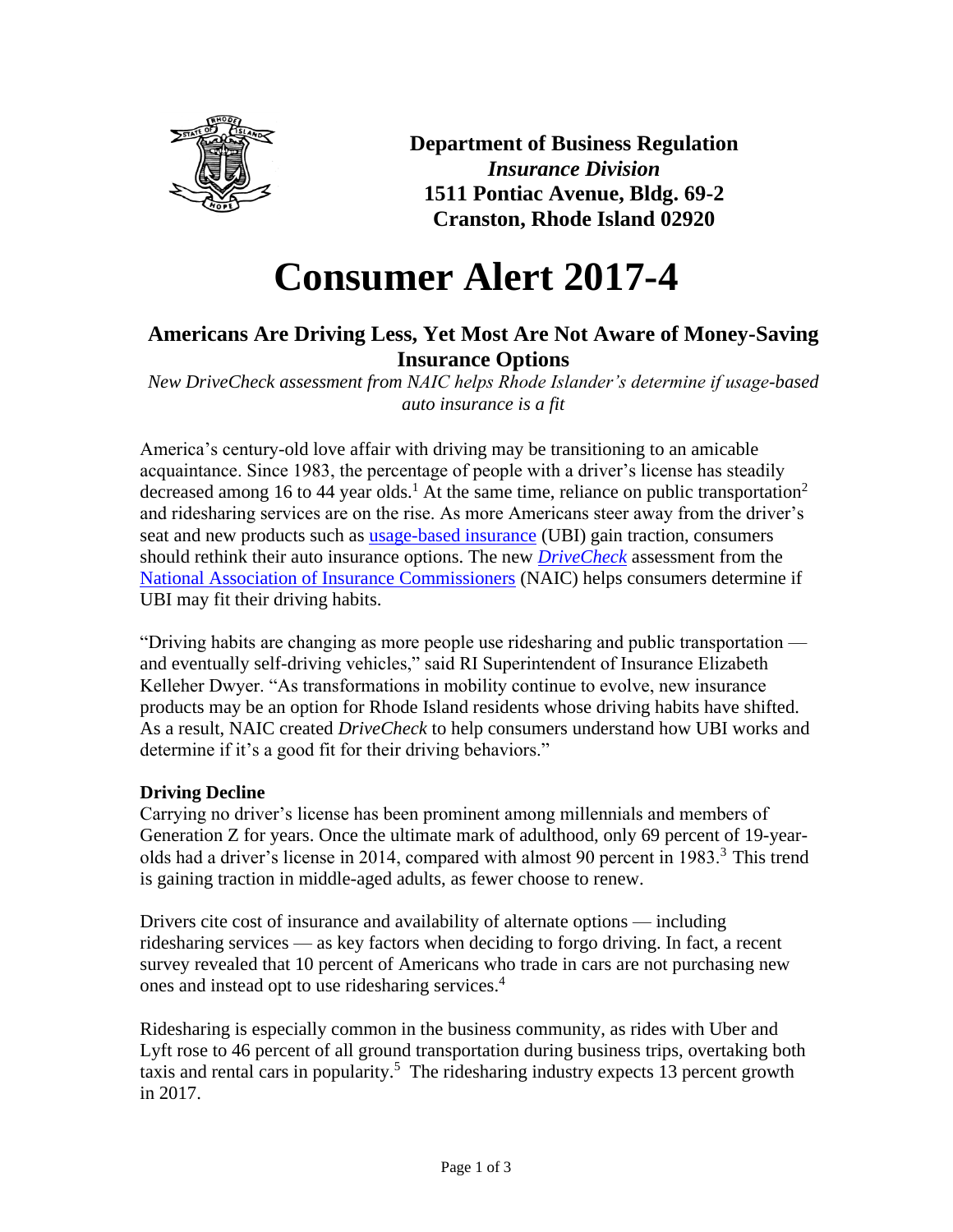**Department of Business Regulation**
***Insurance Division***
**1511 Pontiac Avenue, Bldg. 69-2**
**Cranston, Rhode Island 02920**

# Consumer Alert 2017-4

## Americans Are Driving Less, Yet Most Are Not Aware of Money-Saving Insurance Options

*New DriveCheck assessment from NAIC helps Rhode Islander's determine if usage-based auto insurance is a fit*

America's century-old love affair with driving may be transitioning to an amicable acquaintance. Since 1983, the percentage of people with a driver's license has steadily decreased among 16 to 44 year olds.[1] At the same time, reliance on public transportation[2] and ridesharing services are on the rise. As more Americans steer away from the driver's seat and new products such as usage-based insurance (UBI) gain traction, consumers should rethink their auto insurance options. The new ***DriveCheck*** assessment from the National Association of Insurance Commissioners (NAIC) helps consumers determine if UBI may fit their driving habits.

"Driving habits are changing as more people use ridesharing and public transportation — and eventually self-driving vehicles," said RI Superintendent of Insurance Elizabeth Kelleher Dwyer. "As transformations in mobility continue to evolve, new insurance products may be an option for Rhode Island residents whose driving habits have shifted. As a result, NAIC created *DriveCheck* to help consumers understand how UBI works and determine if it's a good fit for their driving behaviors."

**Driving Decline**

Carrying no driver's license has been prominent among millennials and members of Generation Z for years. Once the ultimate mark of adulthood, only 69 percent of 19-year-olds had a driver's license in 2014, compared with almost 90 percent in 1983.[3] This trend is gaining traction in middle-aged adults, as fewer choose to renew.

Drivers cite cost of insurance and availability of alternate options — including ridesharing services — as key factors when deciding to forgo driving. In fact, a recent survey revealed that 10 percent of Americans who trade in cars are not purchasing new ones and instead opt to use ridesharing services.[4]

Ridesharing is especially common in the business community, as rides with Uber and Lyft rose to 46 percent of all ground transportation during business trips, overtaking both taxis and rental cars in popularity.[5] The ridesharing industry expects 13 percent growth in 2017.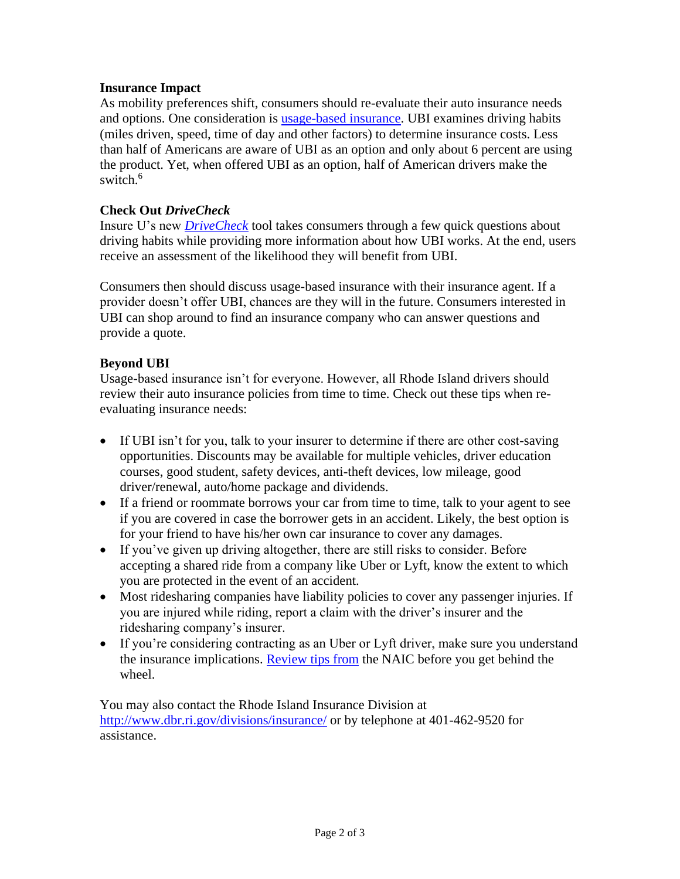**Insurance Impact**

As mobility preferences shift, consumers should re-evaluate their auto insurance needs and options. One consideration is usage-based insurance. UBI examines driving habits (miles driven, speed, time of day and other factors) to determine insurance costs. Less than half of Americans are aware of UBI as an option and only about 6 percent are using the product. Yet, when offered UBI as an option, half of American drivers make the switch.[6]

**Check Out *DriveCheck***

Insure U's new *DriveCheck* tool takes consumers through a few quick questions about driving habits while providing more information about how UBI works. At the end, users receive an assessment of the likelihood they will benefit from UBI.

Consumers then should discuss usage-based insurance with their insurance agent. If a provider doesn't offer UBI, chances are they will in the future. Consumers interested in UBI can shop around to find an insurance company who can answer questions and provide a quote.

**Beyond UBI**

Usage-based insurance isn't for everyone. However, all Rhode Island drivers should review their auto insurance policies from time to time. Check out these tips when re-evaluating insurance needs:

- If UBI isn't for you, talk to your insurer to determine if there are other cost-saving opportunities. Discounts may be available for multiple vehicles, driver education courses, good student, safety devices, anti-theft devices, low mileage, good driver/renewal, auto/home package and dividends.
- If a friend or roommate borrows your car from time to time, talk to your agent to see if you are covered in case the borrower gets in an accident. Likely, the best option is for your friend to have his/her own car insurance to cover any damages.
- If you've given up driving altogether, there are still risks to consider. Before accepting a shared ride from a company like Uber or Lyft, know the extent to which you are protected in the event of an accident.
- Most ridesharing companies have liability policies to cover any passenger injuries. If you are injured while riding, report a claim with the driver's insurer and the ridesharing company's insurer.
- If you're considering contracting as an Uber or Lyft driver, make sure you understand the insurance implications. Review tips from the NAIC before you get behind the wheel.

You may also contact the Rhode Island Insurance Division at http://www.dbr.ri.gov/divisions/insurance/ or by telephone at 401-462-9520 for assistance.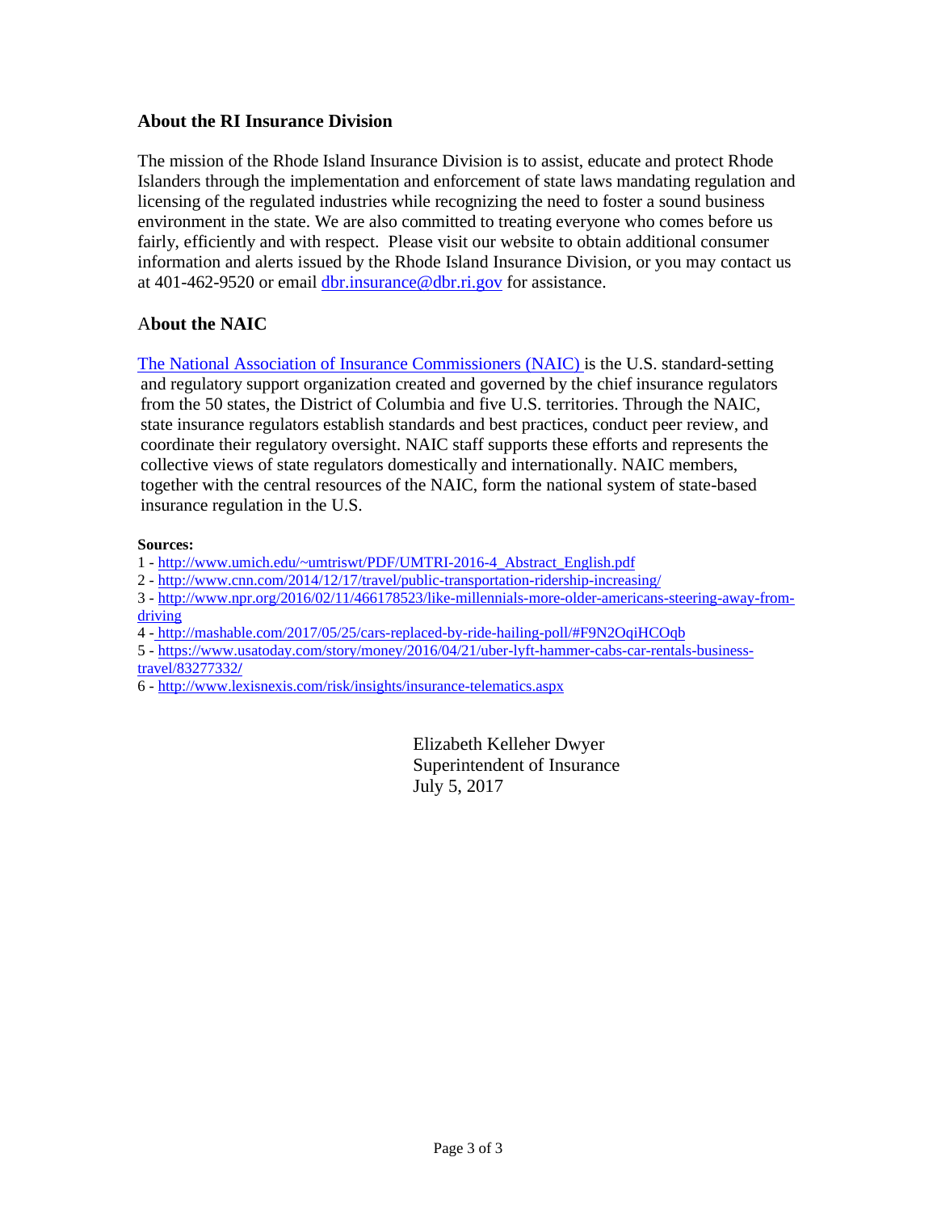## About the RI Insurance Division

The mission of the Rhode Island Insurance Division is to assist, educate and protect Rhode Islanders through the implementation and enforcement of state laws mandating regulation and licensing of the regulated industries while recognizing the need to foster a sound business environment in the state. We are also committed to treating everyone who comes before us fairly, efficiently and with respect. Please visit our website to obtain additional consumer information and alerts issued by the Rhode Island Insurance Division, or you may contact us at 401-462-9520 or email dbr.insurance@dbr.ri.gov for assistance.

## About the NAIC

The National Association of Insurance Commissioners (NAIC) is the U.S. standard-setting and regulatory support organization created and governed by the chief insurance regulators from the 50 states, the District of Columbia and five U.S. territories. Through the NAIC, state insurance regulators establish standards and best practices, conduct peer review, and coordinate their regulatory oversight. NAIC staff supports these efforts and represents the collective views of state regulators domestically and internationally. NAIC members, together with the central resources of the NAIC, form the national system of state-based insurance regulation in the U.S.

**Sources:**

1 - http://www.umich.edu/~umtriswt/PDF/UMTRI-2016-4_Abstract_English.pdf
2 - http://www.cnn.com/2014/12/17/travel/public-transportation-ridership-increasing/
3 - http://www.npr.org/2016/02/11/466178523/like-millennials-more-older-americans-steering-away-from-driving
4 - http://mashable.com/2017/05/25/cars-replaced-by-ride-hailing-poll/#F9N2OqiHCOqb
5 - https://www.usatoday.com/story/money/2016/04/21/uber-lyft-hammer-cabs-car-rentals-business-travel/83277332/
6 - http://www.lexisnexis.com/risk/insights/insurance-telematics.aspx

Elizabeth Kelleher Dwyer
Superintendent of Insurance
July 5, 2017